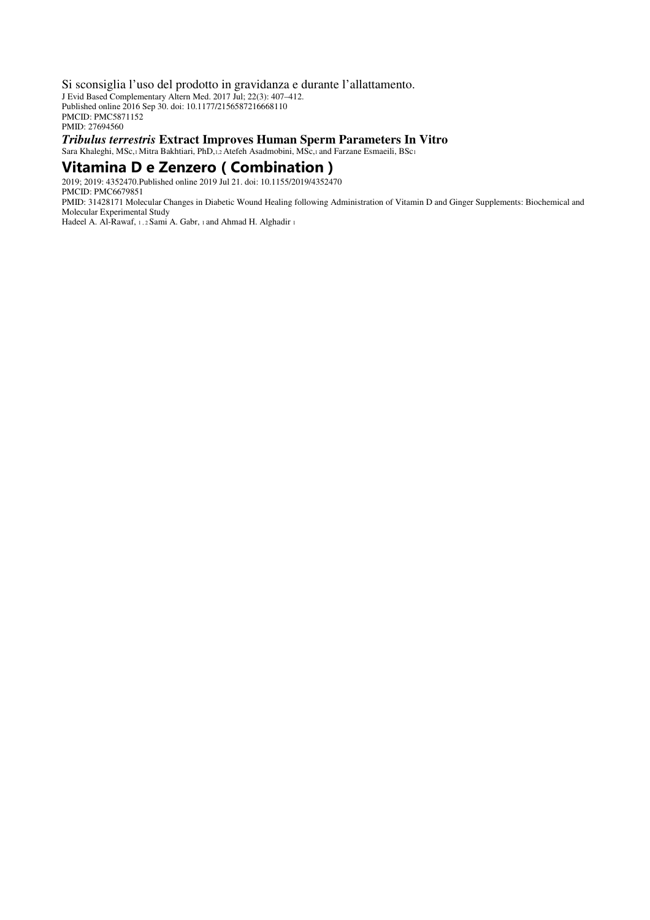Si sconsiglia l'uso del prodotto in gravidanza e durante l'allattamento.

J Evid Based Complementary Altern Med. 2017 Jul; 22(3): 407–412.
Published online 2016 Sep 30. doi: 10.1177/2156587216668110
PMCID: PMC5871152
PMID: 27694560

***Tribulus terrestris*** **Extract Improves Human Sperm Parameters In Vitro**

Sara Khaleghi, MSc,[1] Mitra Bakhtiari, PhD,[1,2] Atefeh Asadmobini, MSc,[1] and Farzane Esmaeili, BSc[1]

## Vitamina D e Zenzero ( Combination )

2019; 2019: 4352470.Published online 2019 Jul 21. doi: 10.1155/2019/4352470
PMCID: PMC6679851
PMID: 31428171 Molecular Changes in Diabetic Wound Healing following Administration of Vitamin D and Ginger Supplements: Biochemical and Molecular Experimental Study

Hadeel A. Al-Rawaf, [1,2] Sami A. Gabr, [1] and Ahmad H. Alghadir [1]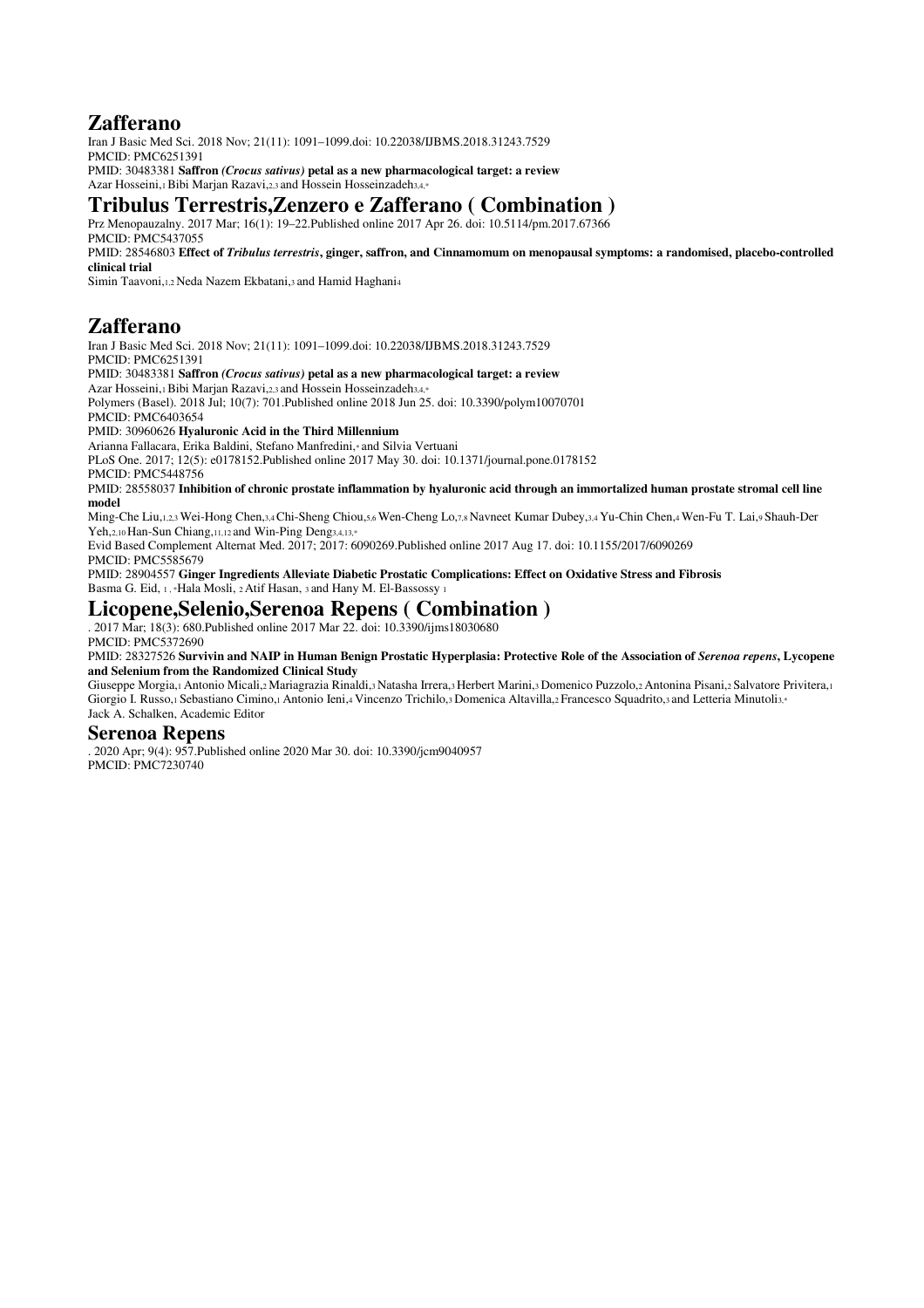## Zafferano

Iran J Basic Med Sci. 2018 Nov; 21(11): 1091–1099.doi: 10.22038/IJBMS.2018.31243.7529
PMCID: PMC6251391
PMID: 30483381 **Saffron *(Crocus sativus)* petal as a new pharmacological target: a review**
Azar Hosseini,[1] Bibi Marjan Razavi,[2,3] and Hossein Hosseinzadeh[3,4,*]

## Tribulus Terrestris,Zenzero e Zafferano ( Combination )

Prz Menopauzalny. 2017 Mar; 16(1): 19–22.Published online 2017 Apr 26. doi: 10.5114/pm.2017.67366
PMCID: PMC5437055
PMID: 28546803 **Effect of *Tribulus terrestris*, ginger, saffron, and Cinnamomum on menopausal symptoms: a randomised, placebo-controlled clinical trial**
Simin Taavoni,[1,2] Neda Nazem Ekbatani,[3] and Hamid Haghani[4]

## Zafferano

Iran J Basic Med Sci. 2018 Nov; 21(11): 1091–1099.doi: 10.22038/IJBMS.2018.31243.7529
PMCID: PMC6251391
PMID: 30483381 **Saffron *(Crocus sativus)* petal as a new pharmacological target: a review**
Azar Hosseini,[1] Bibi Marjan Razavi,[2,3] and Hossein Hosseinzadeh[3,4,*]
Polymers (Basel). 2018 Jul; 10(7): 701.Published online 2018 Jun 25. doi: 10.3390/polym10070701
PMCID: PMC6403654
PMID: 30960626 **Hyaluronic Acid in the Third Millennium**
Arianna Fallacara, Erika Baldini, Stefano Manfredini,[*] and Silvia Vertuani
PLoS One. 2017; 12(5): e0178152.Published online 2017 May 30. doi: 10.1371/journal.pone.0178152
PMCID: PMC5448756
PMID: 28558037 **Inhibition of chronic prostate inflammation by hyaluronic acid through an immortalized human prostate stromal cell line model**
Ming-Che Liu,[1,2,3] Wei-Hong Chen,[3,4] Chi-Sheng Chiou,[5,6] Wen-Cheng Lo,[7,8] Navneet Kumar Dubey,[3,4] Yu-Chin Chen,[4] Wen-Fu T. Lai,[9] Shauh-Der Yeh,[2,10] Han-Sun Chiang,[11,12] and Win-Ping Deng[3,4,13,*]
Evid Based Complement Alternat Med. 2017; 2017: 6090269.Published online 2017 Aug 17. doi: 10.1155/2017/6090269
PMCID: PMC5585679
PMID: 28904557 **Ginger Ingredients Alleviate Diabetic Prostatic Complications: Effect on Oxidative Stress and Fibrosis**
Basma G. Eid, [1,*] Hala Mosli, [2] Atif Hasan, [3] and Hany M. El-Bassossy [1]

## Licopene,Selenio,Serenoa Repens ( Combination )

. 2017 Mar; 18(3): 680.Published online 2017 Mar 22. doi: 10.3390/ijms18030680
PMCID: PMC5372690
PMID: 28327526 **Survivin and NAIP in Human Benign Prostatic Hyperplasia: Protective Role of the Association of *Serenoa repens*, Lycopene and Selenium from the Randomized Clinical Study**
Giuseppe Morgia,[1] Antonio Micali,[2] Mariagrazia Rinaldi,[3] Natasha Irrera,[3] Herbert Marini,[3] Domenico Puzzolo,[2] Antonina Pisani,[2] Salvatore Privitera,[1] Giorgio I. Russo,[1] Sebastiano Cimino,[1] Antonio Ieni,[4] Vincenzo Trichilo,[3] Domenica Altavilla,[2] Francesco Squadrito,[3] and Letteria Minutoli[3,*]
Jack A. Schalken, Academic Editor

### Serenoa Repens

. 2020 Apr; 9(4): 957.Published online 2020 Mar 30. doi: 10.3390/jcm9040957
PMCID: PMC7230740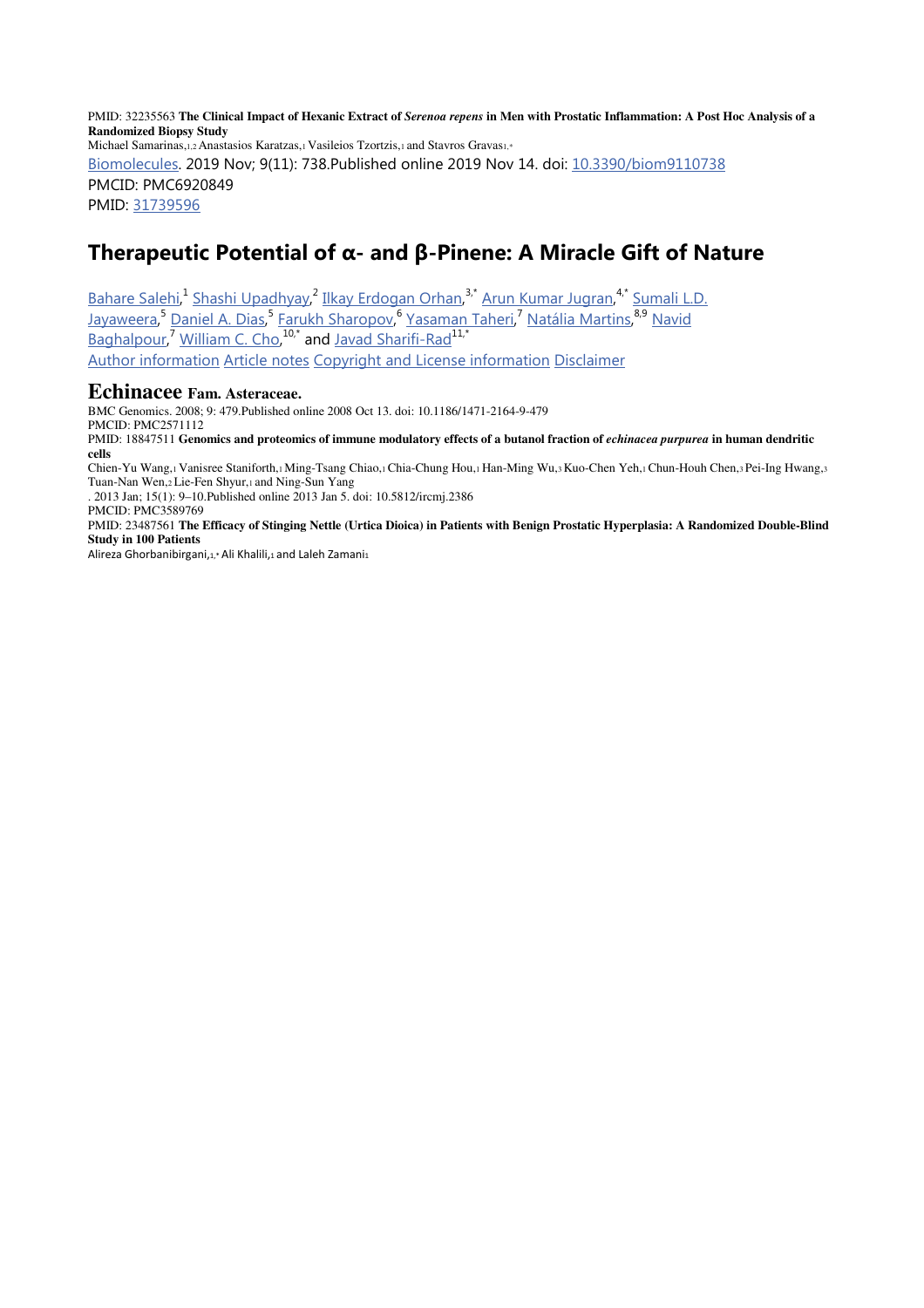PMID: 32235563 **The Clinical Impact of Hexanic Extract of *Serenoa repens* in Men with Prostatic Inflammation: A Post Hoc Analysis of a Randomized Biopsy Study**

Michael Samarinas,[1,2] Anastasios Karatzas,[1] Vasileios Tzortzis,[1] and Stavros Gravas[1,*]

Biomolecules. 2019 Nov; 9(11): 738.Published online 2019 Nov 14. doi: 10.3390/biom9110738

PMCID: PMC6920849

PMID: 31739596

## Therapeutic Potential of α- and β-Pinene: A Miracle Gift of Nature

Bahare Salehi,[1] Shashi Upadhyay,[2] Ilkay Erdogan Orhan,[3,*] Arun Kumar Jugran,[4,*] Sumali L.D. Jayaweera,[5] Daniel A. Dias,[5] Farukh Sharopov,[6] Yasaman Taheri,[7] Natália Martins,[8,9] Navid Baghalpour,[7] William C. Cho,[10,*] and Javad Sharifi-Rad[11,*]

Author information Article notes Copyright and License information Disclaimer

## Echinacee **Fam. Asteraceae.**

BMC Genomics. 2008; 9: 479.Published online 2008 Oct 13. doi: 10.1186/1471-2164-9-479

PMCID: PMC2571112

PMID: 18847511 **Genomics and proteomics of immune modulatory effects of a butanol fraction of *echinacea purpurea* in human dendritic cells**

Chien-Yu Wang,[1] Vanisree Staniforth,[1] Ming-Tsang Chiao,[1] Chia-Chung Hou,[1] Han-Ming Wu,[3] Kuo-Chen Yeh,[1] Chun-Houh Chen,[3] Pei-Ing Hwang,[3] Tuan-Nan Wen,[2] Lie-Fen Shyur,[1] and Ning-Sun Yang

. 2013 Jan; 15(1): 9–10.Published online 2013 Jan 5. doi: 10.5812/ircmj.2386

PMCID: PMC3589769

PMID: 23487561 **The Efficacy of Stinging Nettle (Urtica Dioica) in Patients with Benign Prostatic Hyperplasia: A Randomized Double-Blind Study in 100 Patients**

Alireza Ghorbanibirgani,[1,*] Ali Khalili,[1] and Laleh Zamani[1]